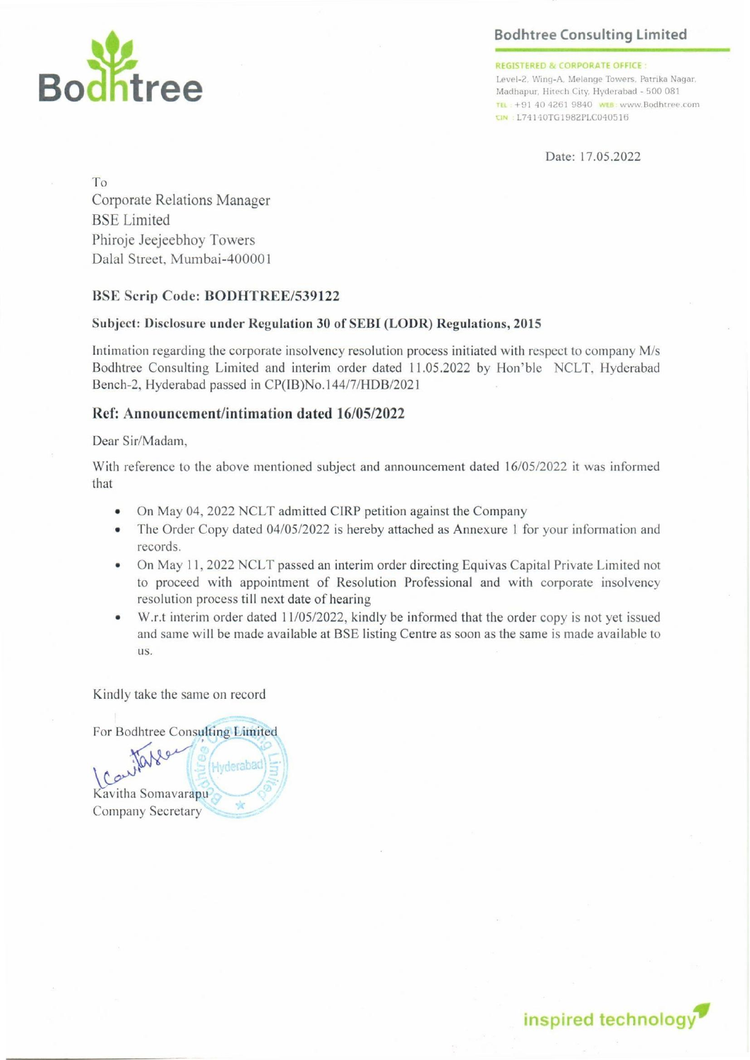**Bodhtree Consulting Limited**

REGISTERED & CORPORATE OFFICE :
Level-2, Wing-A, Melange Towers, Patrika Nagar, Madhapur, Hitech City, Hyderabad - 500 081
TEL : +91 40 4261 9840 WEB : www.Bodhtree.com
CIN : L74140TG1982PLC040516

Date: 17.05.2022

To
Corporate Relations Manager
BSE Limited
Phiroje Jeejeebhoy Towers
Dalal Street, Mumbai-400001

**BSE Scrip Code: BODHTREE/539122**

**Subject: Disclosure under Regulation 30 of SEBI (LODR) Regulations, 2015**

Intimation regarding the corporate insolvency resolution process initiated with respect to company M/s Bodhtree Consulting Limited and interim order dated 11.05.2022 by Hon'ble NCLT, Hyderabad Bench-2, Hyderabad passed in CP(IB)No.144/7/HDB/2021

**Ref: Announcement/intimation dated 16/05/2022**

Dear Sir/Madam,

With reference to the above mentioned subject and announcement dated 16/05/2022 it was informed that

- On May 04, 2022 NCLT admitted CIRP petition against the Company
- The Order Copy dated 04/05/2022 is hereby attached as Annexure 1 for your information and records.
- On May 11, 2022 NCLT passed an interim order directing Equivas Capital Private Limited not to proceed with appointment of Resolution Professional and with corporate insolvency resolution process till next date of hearing
- W.r.t interim order dated 11/05/2022, kindly be informed that the order copy is not yet issued and same will be made available at BSE listing Centre as soon as the same is made available to us.

Kindly take the same on record

For Bodhtree Consulting Limited

Kavitha Somavarapu
Company Secretary

inspired technology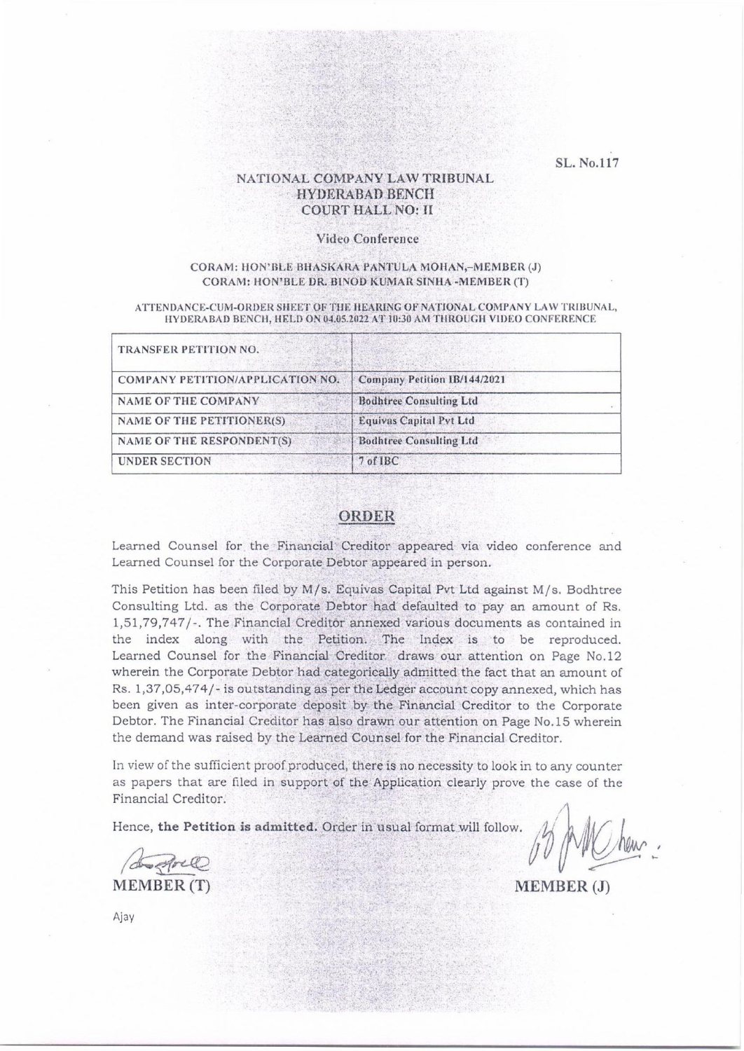SL. No.117

# NATIONAL COMPANY LAW TRIBUNAL
## HYDERABAD BENCH
## COURT HALL NO: II

Video Conference

CORAM: HON'BLE BHASKARA PANTULA MOHAN,–MEMBER (J)
CORAM: HON'BLE DR. BINOD KUMAR SINHA -MEMBER (T)

ATTENDANCE-CUM-ORDER SHEET OF THE HEARING OF NATIONAL COMPANY LAW TRIBUNAL, HYDERABAD BENCH, HELD ON 04.05.2022 AT 10:30 AM THROUGH VIDEO CONFERENCE

| | |
|---|---|
| TRANSFER PETITION NO. | |
| COMPANY PETITION/APPLICATION NO. | Company Petition IB/144/2021 |
| NAME OF THE COMPANY | Bodhtree Consulting Ltd |
| NAME OF THE PETITIONER(S) | Equivas Capital Pvt Ltd |
| NAME OF THE RESPONDENT(S) | Bodhtree Consulting Ltd |
| UNDER SECTION | 7 of IBC |

## ORDER

Learned Counsel for the Financial Creditor appeared via video conference and Learned Counsel for the Corporate Debtor appeared in person.

This Petition has been filed by M/s. Equivas Capital Pvt Ltd against M/s. Bodhtree Consulting Ltd. as the Corporate Debtor had defaulted to pay an amount of Rs. 1,51,79,747/-. The Financial Creditor annexed various documents as contained in the index along with the Petition. The Index is to be reproduced. Learned Counsel for the Financial Creditor draws our attention on Page No.12 wherein the Corporate Debtor had categorically admitted the fact that an amount of Rs. 1,37,05,474/- is outstanding as per the Ledger account copy annexed, which has been given as inter-corporate deposit by the Financial Creditor to the Corporate Debtor. The Financial Creditor has also drawn our attention on Page No.15 wherein the demand was raised by the Learned Counsel for the Financial Creditor.

In view of the sufficient proof produced, there is no necessity to look in to any counter as papers that are filed in support of the Application clearly prove the case of the Financial Creditor.

Hence, **the Petition is admitted.** Order in usual format will follow.

MEMBER (T)

MEMBER (J)

Ajay